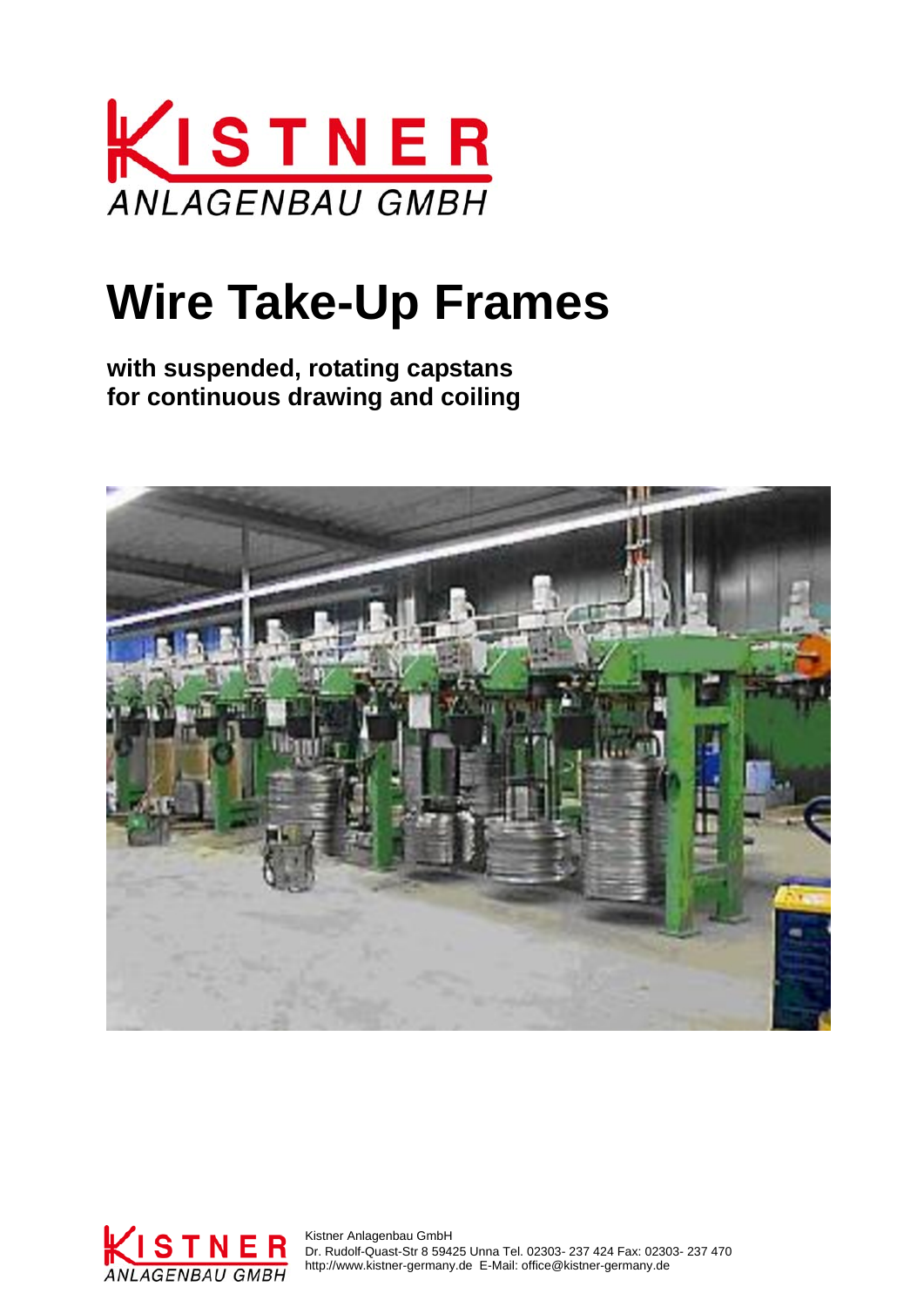KISTNER
ANLAGENBAU GMBH

# Wire Take-Up Frames

**with suspended, rotating capstans**
**for continuous drawing and coiling**

Kistner Anlagenbau GmbH
Dr. Rudolf-Quast-Str 8 59425 Unna Tel. 02303- 237 424 Fax: 02303- 237 470
http://www.kistner-germany.de E-Mail: office@kistner-germany.de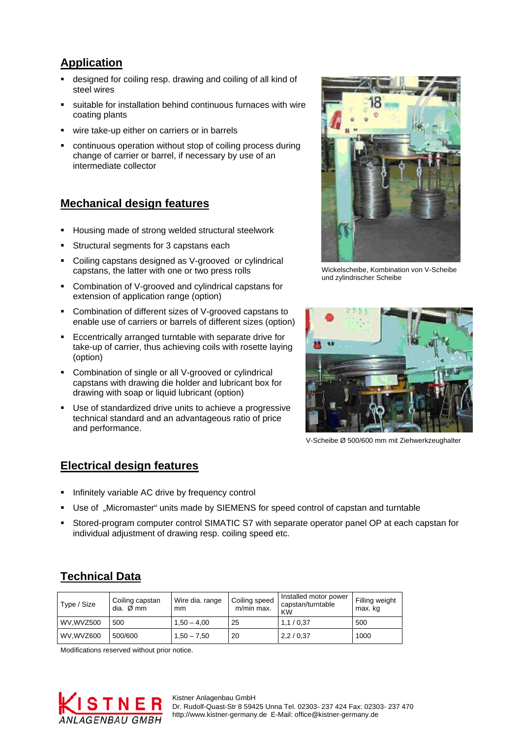## Application

- designed for coiling resp. drawing and coiling of all kind of steel wires
- suitable for installation behind continuous furnaces with wire coating plants
- wire take-up either on carriers or in barrels
- continuous operation without stop of coiling process during change of carrier or barrel, if necessary by use of an intermediate collector

Wickelscheibe, Kombination von V-Scheibe und zylindrischer Scheibe

## Mechanical design features

- Housing made of strong welded structural steelwork
- Structural segments for 3 capstans each
- Coiling capstans designed as V-grooved or cylindrical capstans, the latter with one or two press rolls
- Combination of V-grooved and cylindrical capstans for extension of application range (option)
- Combination of different sizes of V-grooved capstans to enable use of carriers or barrels of different sizes (option)
- Eccentrically arranged turntable with separate drive for take-up of carrier, thus achieving coils with rosette laying (option)
- Combination of single or all V-grooved or cylindrical capstans with drawing die holder and lubricant box for drawing with soap or liquid lubricant (option)
- Use of standardized drive units to achieve a progressive technical standard and an advantageous ratio of price and performance.

V-Scheibe Ø 500/600 mm mit Ziehwerkzeughalter

## Electrical design features

- Infinitely variable AC drive by frequency control
- Use of „Micromaster" units made by SIEMENS for speed control of capstan and turntable
- Stored-program computer control SIMATIC S7 with separate operator panel OP at each capstan for individual adjustment of drawing resp. coiling speed etc.

## Technical Data

| Type / Size | Coiling capstan dia. Ø mm | Wire dia. range mm | Coiling speed m/min max. | Installed motor power capstan/turntable KW | Filling weight max. kg |
|---|---|---|---|---|---|
| WV,WVZ500 | 500 | 1,50 – 4,00 | 25 | 1,1 / 0,37 | 500 |
| WV,WVZ600 | 500/600 | 1,50 – 7,50 | 20 | 2,2 / 0,37 | 1000 |

Modifications reserved without prior notice.

KISTNER ANLAGENBAU GMBH

Kistner Anlagenbau GmbH
Dr. Rudolf-Quast-Str 8 59425 Unna Tel. 02303- 237 424 Fax: 02303- 237 470
http://www.kistner-germany.de E-Mail: office@kistner-germany.de